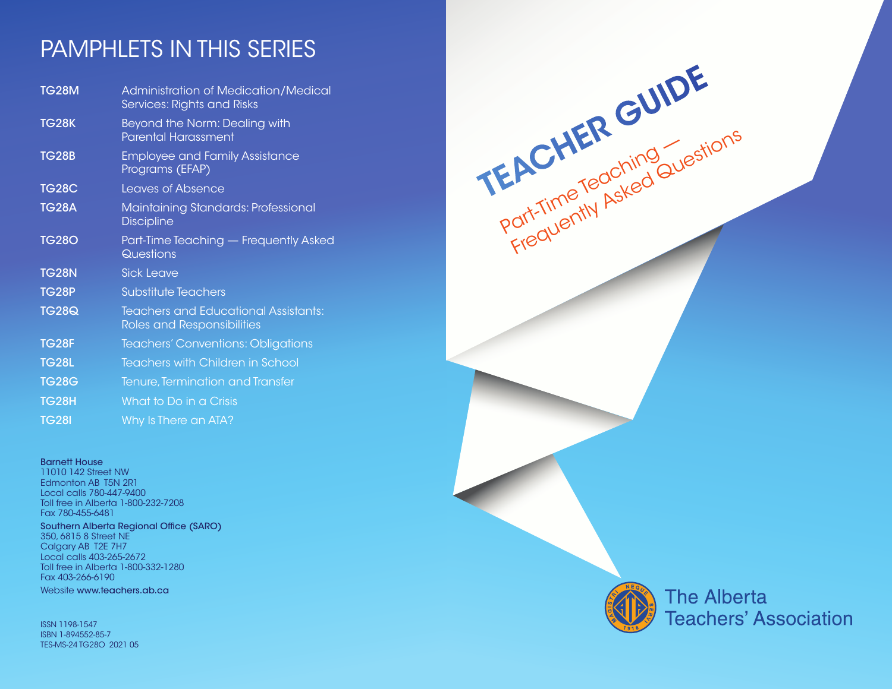# PAMPHLETS IN THIS SERIES

| | |
|---|---|
| **TG28M** | Administration of Medication/Medical Services: Rights and Risks |
| **TG28K** | Beyond the Norm: Dealing with Parental Harassment |
| **TG28B** | Employee and Family Assistance Programs (EFAP) |
| **TG28C** | Leaves of Absence |
| **TG28A** | Maintaining Standards: Professional Discipline |
| **TG28O** | Part-Time Teaching — Frequently Asked Questions |
| **TG28N** | Sick Leave |
| **TG28P** | Substitute Teachers |
| **TG28Q** | Teachers and Educational Assistants: Roles and Responsibilities |
| **TG28F** | Teachers' Conventions: Obligations |
| **TG28L** | Teachers with Children in School |
| **TG28G** | Tenure, Termination and Transfer |
| **TG28H** | What to Do in a Crisis |
| **TG28I** | Why Is There an ATA? |

**Barnett House**
11010 142 Street NW
Edmonton AB T5N 2R1
Local calls 780-447-9400
Toll free in Alberta 1-800-232-7208
Fax 780-455-6481

**Southern Alberta Regional Office (SARO)**
350, 6815 8 Street NE
Calgary AB T2E 7H7
Local calls 403-265-2672
Toll free in Alberta 1-800-332-1280
Fax 403-266-6190

Website **www.teachers.ab.ca**

ISSN 1198-1547
ISBN 1-894552-85-7
TES-MS-24 TG28O 2021 05

# TEACHER GUIDE

## Part-Time Teaching — Frequently Asked Questions

The Alberta Teachers' Association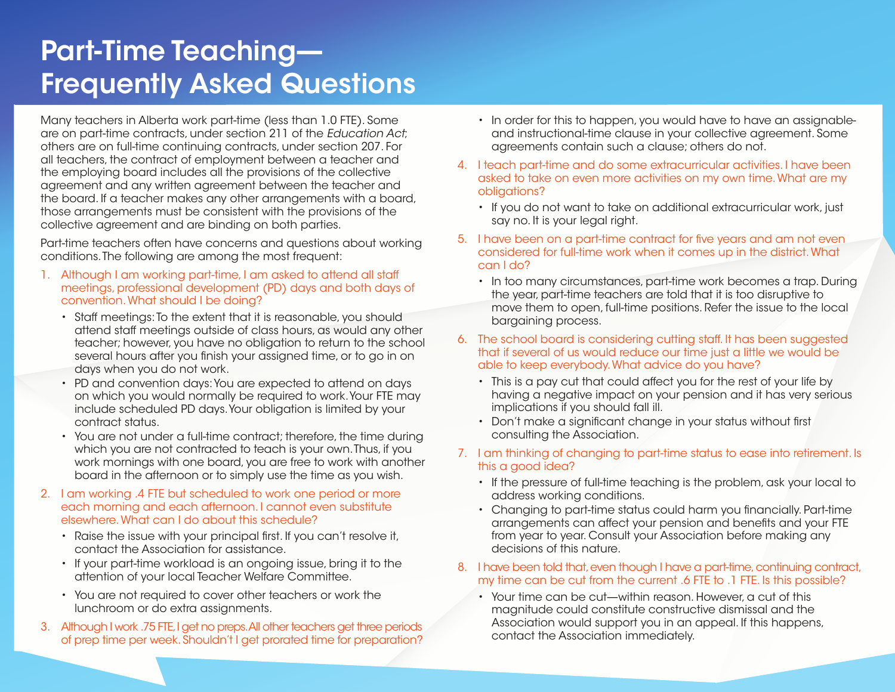# Part-Time Teaching—Frequently Asked Questions

Many teachers in Alberta work part-time (less than 1.0 FTE). Some are on part-time contracts, under section 211 of the *Education Act*; others are on full-time continuing contracts, under section 207. For all teachers, the contract of employment between a teacher and the employing board includes all the provisions of the collective agreement and any written agreement between the teacher and the board. If a teacher makes any other arrangements with a board, those arrangements must be consistent with the provisions of the collective agreement and are binding on both parties.

Part-time teachers often have concerns and questions about working conditions. The following are among the most frequent:

1. Although I am working part-time, I am asked to attend all staff meetings, professional development (PD) days and both days of convention. What should I be doing?
   - Staff meetings: To the extent that it is reasonable, you should attend staff meetings outside of class hours, as would any other teacher; however, you have no obligation to return to the school several hours after you finish your assigned time, or to go in on days when you do not work.
   - PD and convention days: You are expected to attend on days on which you would normally be required to work. Your FTE may include scheduled PD days. Your obligation is limited by your contract status.
   - You are not under a full-time contract; therefore, the time during which you are not contracted to teach is your own. Thus, if you work mornings with one board, you are free to work with another board in the afternoon or to simply use the time as you wish.
2. I am working .4 FTE but scheduled to work one period or more each morning and each afternoon. I cannot even substitute elsewhere. What can I do about this schedule?
   - Raise the issue with your principal first. If you can't resolve it, contact the Association for assistance.
   - If your part-time workload is an ongoing issue, bring it to the attention of your local Teacher Welfare Committee.
   - You are not required to cover other teachers or work the lunchroom or do extra assignments.
3. Although I work .75 FTE, I get no preps. All other teachers get three periods of prep time per week. Shouldn't I get prorated time for preparation?
   - In order for this to happen, you would have to have an assignable- and instructional-time clause in your collective agreement. Some agreements contain such a clause; others do not.
4. I teach part-time and do some extracurricular activities. I have been asked to take on even more activities on my own time. What are my obligations?
   - If you do not want to take on additional extracurricular work, just say no. It is your legal right.
5. I have been on a part-time contract for five years and am not even considered for full-time work when it comes up in the district. What can I do?
   - In too many circumstances, part-time work becomes a trap. During the year, part-time teachers are told that it is too disruptive to move them to open, full-time positions. Refer the issue to the local bargaining process.
6. The school board is considering cutting staff. It has been suggested that if several of us would reduce our time just a little we would be able to keep everybody. What advice do you have?
   - This is a pay cut that could affect you for the rest of your life by having a negative impact on your pension and it has very serious implications if you should fall ill.
   - Don't make a significant change in your status without first consulting the Association.
7. I am thinking of changing to part-time status to ease into retirement. Is this a good idea?
   - If the pressure of full-time teaching is the problem, ask your local to address working conditions.
   - Changing to part-time status could harm you financially. Part-time arrangements can affect your pension and benefits and your FTE from year to year. Consult your Association before making any decisions of this nature.
8. I have been told that, even though I have a part-time, continuing contract, my time can be cut from the current .6 FTE to .1 FTE. Is this possible?
   - Your time can be cut—within reason. However, a cut of this magnitude could constitute constructive dismissal and the Association would support you in an appeal. If this happens, contact the Association immediately.